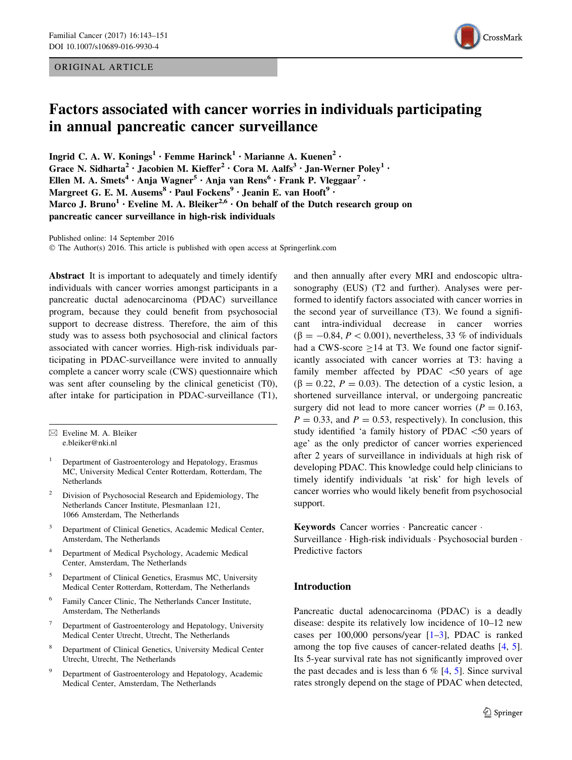ORIGINAL ARTICLE

# Factors associated with cancer worries in individuals participating in annual pancreatic cancer surveillance

**Ingrid C. A. W. Konings[1] · Femme Harinck[1] · Marianne A. Kuenen[2] · Grace N. Sidharta[2] · Jacobien M. Kieffer[2] · Cora M. Aalfs[3] · Jan-Werner Poley[1] · Ellen M. A. Smets[4] · Anja Wagner[5] · Anja van Rens[6] · Frank P. Vleggaar[7] · Margreet G. E. M. Ausems[8] · Paul Fockens[9] · Jeanin E. van Hooft[9] · Marco J. Bruno[1] · Eveline M. A. Bleiker[2,6] · On behalf of the Dutch research group on pancreatic cancer surveillance in high-risk individuals**

Published online: 14 September 2016
© The Author(s) 2016. This article is published with open access at Springerlink.com

**Abstract** It is important to adequately and timely identify individuals with cancer worries amongst participants in a pancreatic ductal adenocarcinoma (PDAC) surveillance program, because they could benefit from psychosocial support to decrease distress. Therefore, the aim of this study was to assess both psychosocial and clinical factors associated with cancer worries. High-risk individuals participating in PDAC-surveillance were invited to annually complete a cancer worry scale (CWS) questionnaire which was sent after counseling by the clinical geneticist (T0), after intake for participation in PDAC-surveillance (T1), and then annually after every MRI and endoscopic ultrasonography (EUS) (T2 and further). Analyses were performed to identify factors associated with cancer worries in the second year of surveillance (T3). We found a significant intra-individual decrease in cancer worries ($\beta = -0.84$, $P < 0.001$), nevertheless, 33 % of individuals had a CWS-score $\geq$14 at T3. We found one factor significantly associated with cancer worries at T3: having a family member affected by PDAC <50 years of age ($\beta = 0.22$, $P = 0.03$). The detection of a cystic lesion, a shortened surveillance interval, or undergoing pancreatic surgery did not lead to more cancer worries ($P = 0.163$, $P = 0.33$, and $P = 0.53$, respectively). In conclusion, this study identified 'a family history of PDAC <50 years of age' as the only predictor of cancer worries experienced after 2 years of surveillance in individuals at high risk of developing PDAC. This knowledge could help clinicians to timely identify individuals 'at risk' for high levels of cancer worries who would likely benefit from psychosocial support.

**Keywords** Cancer worries · Pancreatic cancer · Surveillance · High-risk individuals · Psychosocial burden · Predictive factors

✉ Eveline M. A. Bleiker
e.bleiker@nki.nl

[1] Department of Gastroenterology and Hepatology, Erasmus MC, University Medical Center Rotterdam, Rotterdam, The Netherlands

[2] Division of Psychosocial Research and Epidemiology, The Netherlands Cancer Institute, Plesmanlaan 121, 1066 Amsterdam, The Netherlands

[3] Department of Clinical Genetics, Academic Medical Center, Amsterdam, The Netherlands

[4] Department of Medical Psychology, Academic Medical Center, Amsterdam, The Netherlands

[5] Department of Clinical Genetics, Erasmus MC, University Medical Center Rotterdam, Rotterdam, The Netherlands

[6] Family Cancer Clinic, The Netherlands Cancer Institute, Amsterdam, The Netherlands

[7] Department of Gastroenterology and Hepatology, University Medical Center Utrecht, Utrecht, The Netherlands

[8] Department of Clinical Genetics, University Medical Center Utrecht, Utrecht, The Netherlands

[9] Department of Gastroenterology and Hepatology, Academic Medical Center, Amsterdam, The Netherlands

## Introduction

Pancreatic ductal adenocarcinoma (PDAC) is a deadly disease: despite its relatively low incidence of 10–12 new cases per 100,000 persons/year [1–3], PDAC is ranked among the top five causes of cancer-related deaths [4, 5]. Its 5-year survival rate has not significantly improved over the past decades and is less than 6 % [4, 5]. Since survival rates strongly depend on the stage of PDAC when detected,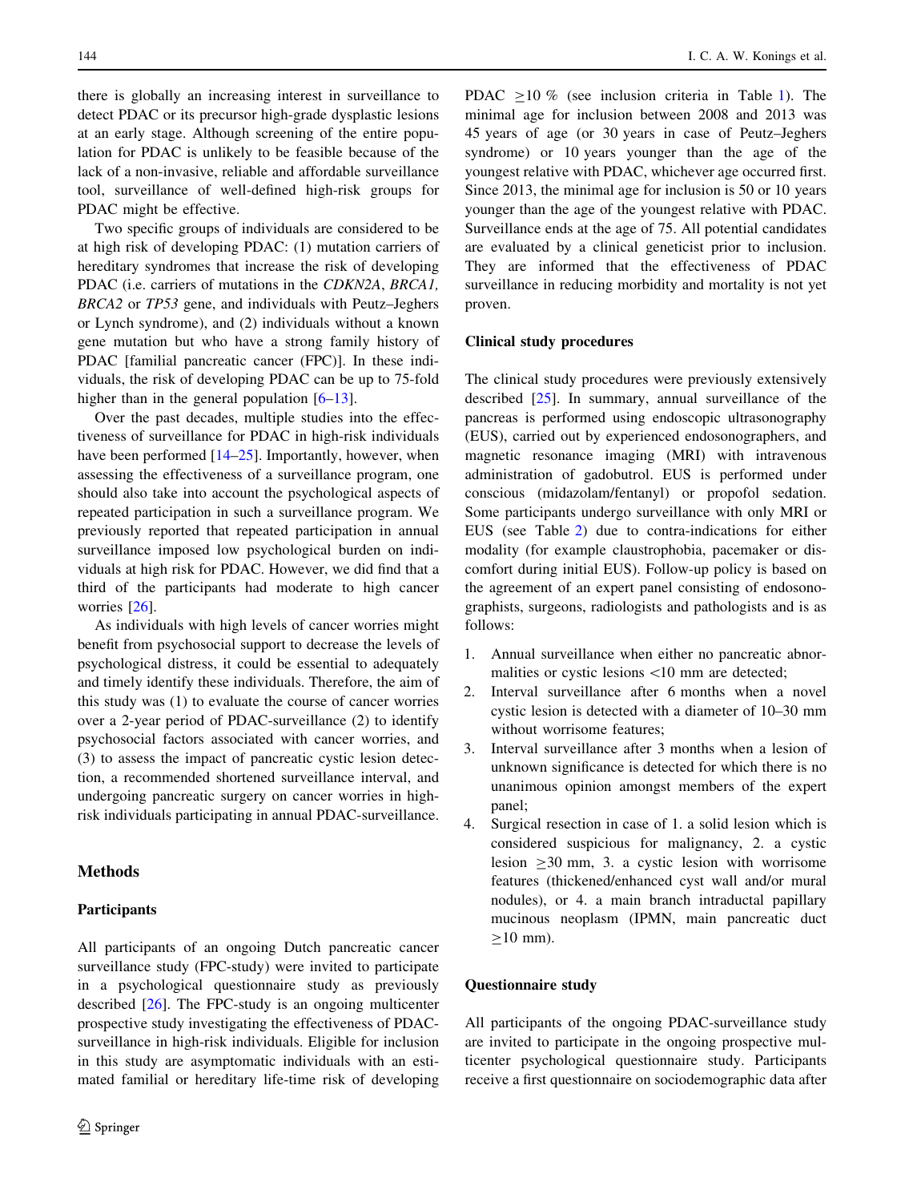there is globally an increasing interest in surveillance to detect PDAC or its precursor high-grade dysplastic lesions at an early stage. Although screening of the entire population for PDAC is unlikely to be feasible because of the lack of a non-invasive, reliable and affordable surveillance tool, surveillance of well-defined high-risk groups for PDAC might be effective.

Two specific groups of individuals are considered to be at high risk of developing PDAC: (1) mutation carriers of hereditary syndromes that increase the risk of developing PDAC (i.e. carriers of mutations in the *CDKN2A*, *BRCA1*, *BRCA2* or *TP53* gene, and individuals with Peutz–Jeghers or Lynch syndrome), and (2) individuals without a known gene mutation but who have a strong family history of PDAC [familial pancreatic cancer (FPC)]. In these individuals, the risk of developing PDAC can be up to 75-fold higher than in the general population [6–13].

Over the past decades, multiple studies into the effectiveness of surveillance for PDAC in high-risk individuals have been performed [14–25]. Importantly, however, when assessing the effectiveness of a surveillance program, one should also take into account the psychological aspects of repeated participation in such a surveillance program. We previously reported that repeated participation in annual surveillance imposed low psychological burden on individuals at high risk for PDAC. However, we did find that a third of the participants had moderate to high cancer worries [26].

As individuals with high levels of cancer worries might benefit from psychosocial support to decrease the levels of psychological distress, it could be essential to adequately and timely identify these individuals. Therefore, the aim of this study was (1) to evaluate the course of cancer worries over a 2-year period of PDAC-surveillance (2) to identify psychosocial factors associated with cancer worries, and (3) to assess the impact of pancreatic cystic lesion detection, a recommended shortened surveillance interval, and undergoing pancreatic surgery on cancer worries in high-risk individuals participating in annual PDAC-surveillance.

## Methods

### Participants

All participants of an ongoing Dutch pancreatic cancer surveillance study (FPC-study) were invited to participate in a psychological questionnaire study as previously described [26]. The FPC-study is an ongoing multicenter prospective study investigating the effectiveness of PDAC-surveillance in high-risk individuals. Eligible for inclusion in this study are asymptomatic individuals with an estimated familial or hereditary life-time risk of developing PDAC ≥10 % (see inclusion criteria in Table 1). The minimal age for inclusion between 2008 and 2013 was 45 years of age (or 30 years in case of Peutz–Jeghers syndrome) or 10 years younger than the age of the youngest relative with PDAC, whichever age occurred first. Since 2013, the minimal age for inclusion is 50 or 10 years younger than the age of the youngest relative with PDAC. Surveillance ends at the age of 75. All potential candidates are evaluated by a clinical geneticist prior to inclusion. They are informed that the effectiveness of PDAC surveillance in reducing morbidity and mortality is not yet proven.

### Clinical study procedures

The clinical study procedures were previously extensively described [25]. In summary, annual surveillance of the pancreas is performed using endoscopic ultrasonography (EUS), carried out by experienced endosonographers, and magnetic resonance imaging (MRI) with intravenous administration of gadobutrol. EUS is performed under conscious (midazolam/fentanyl) or propofol sedation. Some participants undergo surveillance with only MRI or EUS (see Table 2) due to contra-indications for either modality (for example claustrophobia, pacemaker or discomfort during initial EUS). Follow-up policy is based on the agreement of an expert panel consisting of endosonographists, surgeons, radiologists and pathologists and is as follows:

1. Annual surveillance when either no pancreatic abnormalities or cystic lesions <10 mm are detected;
2. Interval surveillance after 6 months when a novel cystic lesion is detected with a diameter of 10–30 mm without worrisome features;
3. Interval surveillance after 3 months when a lesion of unknown significance is detected for which there is no unanimous opinion amongst members of the expert panel;
4. Surgical resection in case of 1. a solid lesion which is considered suspicious for malignancy, 2. a cystic lesion ≥30 mm, 3. a cystic lesion with worrisome features (thickened/enhanced cyst wall and/or mural nodules), or 4. a main branch intraductal papillary mucinous neoplasm (IPMN, main pancreatic duct ≥10 mm).

### Questionnaire study

All participants of the ongoing PDAC-surveillance study are invited to participate in the ongoing prospective multicenter psychological questionnaire study. Participants receive a first questionnaire on sociodemographic data after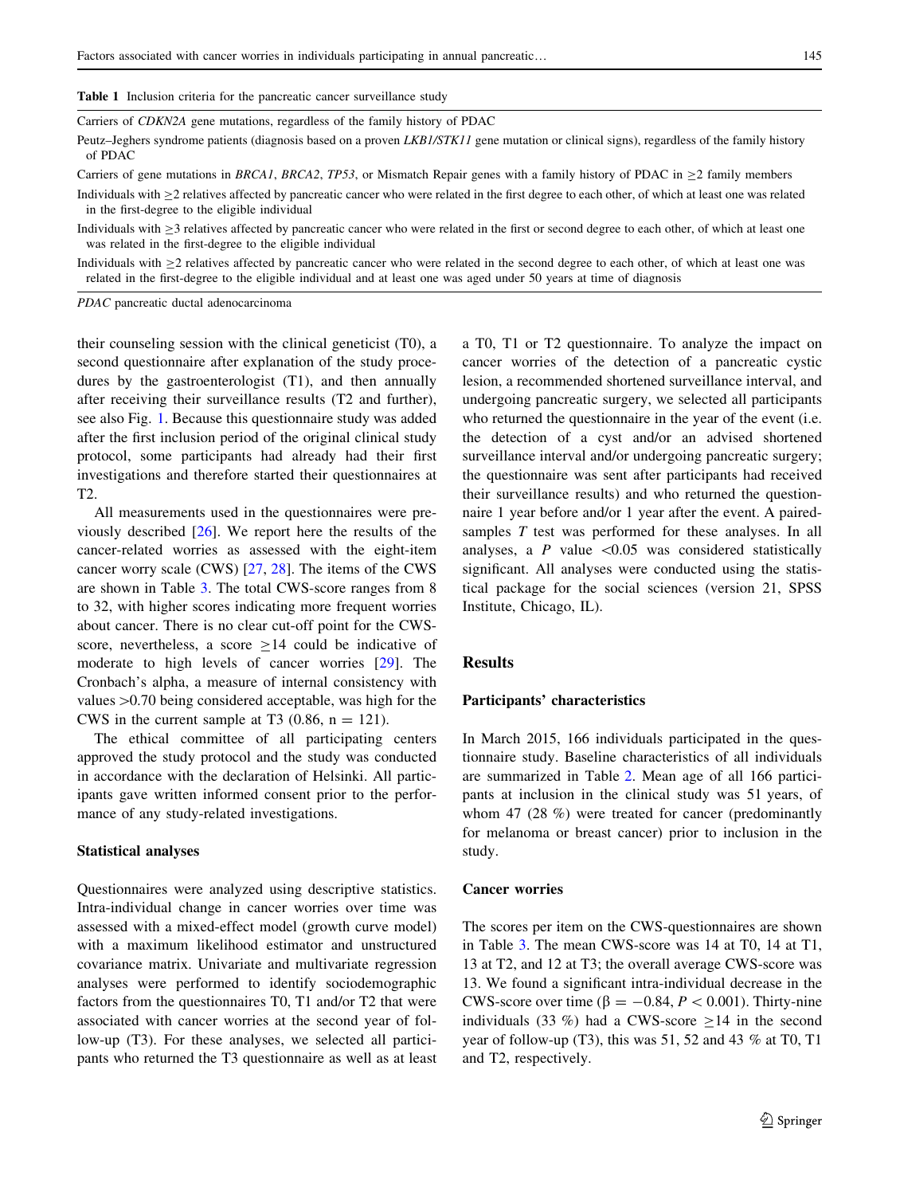**Table 1** Inclusion criteria for the pancreatic cancer surveillance study

| |
|---|
| Carriers of *CDKN2A* gene mutations, regardless of the family history of PDAC |
| Peutz–Jeghers syndrome patients (diagnosis based on a proven *LKB1/STK11* gene mutation or clinical signs), regardless of the family history of PDAC |
| Carriers of gene mutations in *BRCA1*, *BRCA2*, *TP53*, or Mismatch Repair genes with a family history of PDAC in ≥2 family members |
| Individuals with ≥2 relatives affected by pancreatic cancer who were related in the first degree to each other, of which at least one was related in the first-degree to the eligible individual |
| Individuals with ≥3 relatives affected by pancreatic cancer who were related in the first or second degree to each other, of which at least one was related in the first-degree to the eligible individual |
| Individuals with ≥2 relatives affected by pancreatic cancer who were related in the second degree to each other, of which at least one was related in the first-degree to the eligible individual and at least one was aged under 50 years at time of diagnosis |

*PDAC* pancreatic ductal adenocarcinoma

their counseling session with the clinical geneticist (T0), a second questionnaire after explanation of the study procedures by the gastroenterologist (T1), and then annually after receiving their surveillance results (T2 and further), see also Fig. 1. Because this questionnaire study was added after the first inclusion period of the original clinical study protocol, some participants had already had their first investigations and therefore started their questionnaires at T2.

All measurements used in the questionnaires were previously described [26]. We report here the results of the cancer-related worries as assessed with the eight-item cancer worry scale (CWS) [27, 28]. The items of the CWS are shown in Table 3. The total CWS-score ranges from 8 to 32, with higher scores indicating more frequent worries about cancer. There is no clear cut-off point for the CWS-score, nevertheless, a score ≥14 could be indicative of moderate to high levels of cancer worries [29]. The Cronbach's alpha, a measure of internal consistency with values >0.70 being considered acceptable, was high for the CWS in the current sample at T3 (0.86, n = 121).

The ethical committee of all participating centers approved the study protocol and the study was conducted in accordance with the declaration of Helsinki. All participants gave written informed consent prior to the performance of any study-related investigations.

### Statistical analyses

Questionnaires were analyzed using descriptive statistics. Intra-individual change in cancer worries over time was assessed with a mixed-effect model (growth curve model) with a maximum likelihood estimator and unstructured covariance matrix. Univariate and multivariate regression analyses were performed to identify sociodemographic factors from the questionnaires T0, T1 and/or T2 that were associated with cancer worries at the second year of follow-up (T3). For these analyses, we selected all participants who returned the T3 questionnaire as well as at least a T0, T1 or T2 questionnaire. To analyze the impact on cancer worries of the detection of a pancreatic cystic lesion, a recommended shortened surveillance interval, and undergoing pancreatic surgery, we selected all participants who returned the questionnaire in the year of the event (i.e. the detection of a cyst and/or an advised shortened surveillance interval and/or undergoing pancreatic surgery; the questionnaire was sent after participants had received their surveillance results) and who returned the questionnaire 1 year before and/or 1 year after the event. A paired-samples *T* test was performed for these analyses. In all analyses, a *P* value <0.05 was considered statistically significant. All analyses were conducted using the statistical package for the social sciences (version 21, SPSS Institute, Chicago, IL).

## Results

### Participants' characteristics

In March 2015, 166 individuals participated in the questionnaire study. Baseline characteristics of all individuals are summarized in Table 2. Mean age of all 166 participants at inclusion in the clinical study was 51 years, of whom 47 (28 %) were treated for cancer (predominantly for melanoma or breast cancer) prior to inclusion in the study.

### Cancer worries

The scores per item on the CWS-questionnaires are shown in Table 3. The mean CWS-score was 14 at T0, 14 at T1, 13 at T2, and 12 at T3; the overall average CWS-score was 13. We found a significant intra-individual decrease in the CWS-score over time ($\beta = -0.84$, $P < 0.001$). Thirty-nine individuals (33 %) had a CWS-score ≥14 in the second year of follow-up (T3), this was 51, 52 and 43 % at T0, T1 and T2, respectively.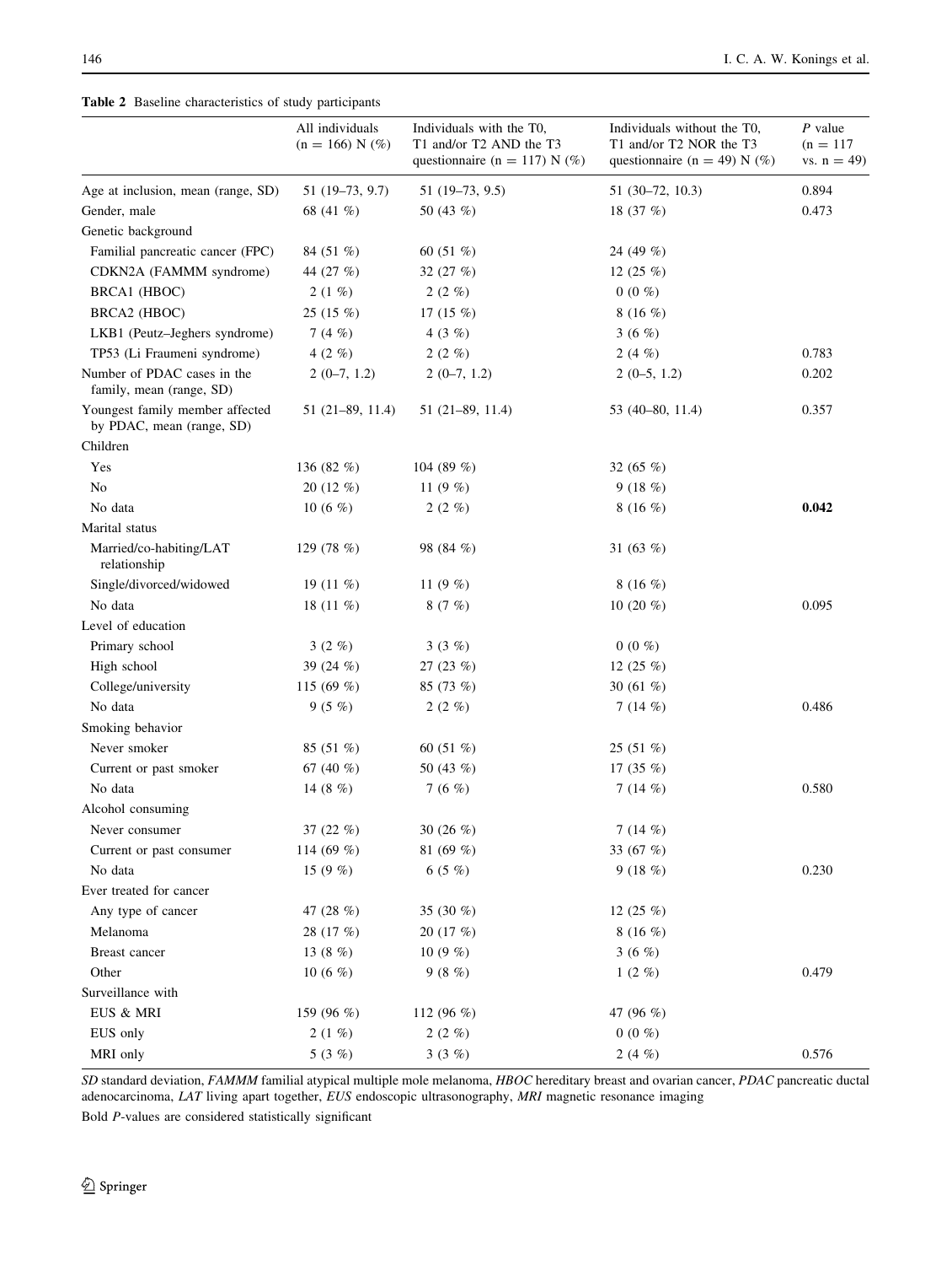**Table 2** Baseline characteristics of study participants

| | All individuals (n = 166) N (%) | Individuals with the T0, T1 and/or T2 AND the T3 questionnaire (n = 117) N (%) | Individuals without the T0, T1 and/or T2 NOR the T3 questionnaire (n = 49) N (%) | *P* value (n = 117 vs. n = 49) |
|---|---|---|---|---|
| Age at inclusion, mean (range, SD) | 51 (19–73, 9.7) | 51 (19–73, 9.5) | 51 (30–72, 10.3) | 0.894 |
| Gender, male | 68 (41 %) | 50 (43 %) | 18 (37 %) | 0.473 |
| Genetic background | | | | |
| Familial pancreatic cancer (FPC) | 84 (51 %) | 60 (51 %) | 24 (49 %) | |
| CDKN2A (FAMMM syndrome) | 44 (27 %) | 32 (27 %) | 12 (25 %) | |
| BRCA1 (HBOC) | 2 (1 %) | 2 (2 %) | 0 (0 %) | |
| BRCA2 (HBOC) | 25 (15 %) | 17 (15 %) | 8 (16 %) | |
| LKB1 (Peutz–Jeghers syndrome) | 7 (4 %) | 4 (3 %) | 3 (6 %) | |
| TP53 (Li Fraumeni syndrome) | 4 (2 %) | 2 (2 %) | 2 (4 %) | 0.783 |
| Number of PDAC cases in the family, mean (range, SD) | 2 (0–7, 1.2) | 2 (0–7, 1.2) | 2 (0–5, 1.2) | 0.202 |
| Youngest family member affected by PDAC, mean (range, SD) | 51 (21–89, 11.4) | 51 (21–89, 11.4) | 53 (40–80, 11.4) | 0.357 |
| Children | | | | |
| Yes | 136 (82 %) | 104 (89 %) | 32 (65 %) | |
| No | 20 (12 %) | 11 (9 %) | 9 (18 %) | |
| No data | 10 (6 %) | 2 (2 %) | 8 (16 %) | **0.042** |
| Marital status | | | | |
| Married/co-habiting/LAT relationship | 129 (78 %) | 98 (84 %) | 31 (63 %) | |
| Single/divorced/widowed | 19 (11 %) | 11 (9 %) | 8 (16 %) | |
| No data | 18 (11 %) | 8 (7 %) | 10 (20 %) | 0.095 |
| Level of education | | | | |
| Primary school | 3 (2 %) | 3 (3 %) | 0 (0 %) | |
| High school | 39 (24 %) | 27 (23 %) | 12 (25 %) | |
| College/university | 115 (69 %) | 85 (73 %) | 30 (61 %) | |
| No data | 9 (5 %) | 2 (2 %) | 7 (14 %) | 0.486 |
| Smoking behavior | | | | |
| Never smoker | 85 (51 %) | 60 (51 %) | 25 (51 %) | |
| Current or past smoker | 67 (40 %) | 50 (43 %) | 17 (35 %) | |
| No data | 14 (8 %) | 7 (6 %) | 7 (14 %) | 0.580 |
| Alcohol consuming | | | | |
| Never consumer | 37 (22 %) | 30 (26 %) | 7 (14 %) | |
| Current or past consumer | 114 (69 %) | 81 (69 %) | 33 (67 %) | |
| No data | 15 (9 %) | 6 (5 %) | 9 (18 %) | 0.230 |
| Ever treated for cancer | | | | |
| Any type of cancer | 47 (28 %) | 35 (30 %) | 12 (25 %) | |
| Melanoma | 28 (17 %) | 20 (17 %) | 8 (16 %) | |
| Breast cancer | 13 (8 %) | 10 (9 %) | 3 (6 %) | |
| Other | 10 (6 %) | 9 (8 %) | 1 (2 %) | 0.479 |
| Surveillance with | | | | |
| EUS & MRI | 159 (96 %) | 112 (96 %) | 47 (96 %) | |
| EUS only | 2 (1 %) | 2 (2 %) | 0 (0 %) | |
| MRI only | 5 (3 %) | 3 (3 %) | 2 (4 %) | 0.576 |

*SD* standard deviation, *FAMMM* familial atypical multiple mole melanoma, *HBOC* hereditary breast and ovarian cancer, *PDAC* pancreatic ductal adenocarcinoma, *LAT* living apart together, *EUS* endoscopic ultrasonography, *MRI* magnetic resonance imaging

Bold *P*-values are considered statistically significant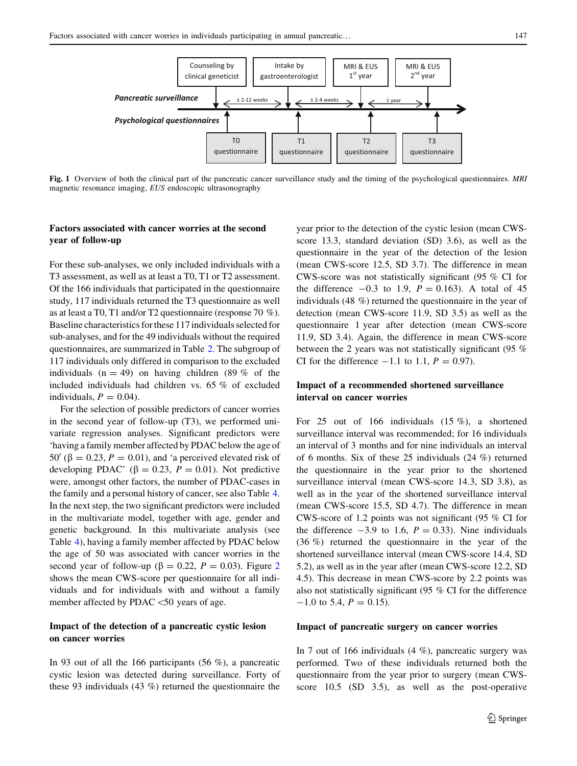**Fig. 1** Overview of both the clinical part of the pancreatic cancer surveillance study and the timing of the psychological questionnaires. *MRI* magnetic resonance imaging, *EUS* endoscopic ultrasonography

### Factors associated with cancer worries at the second year of follow-up

For these sub-analyses, we only included individuals with a T3 assessment, as well as at least a T0, T1 or T2 assessment. Of the 166 individuals that participated in the questionnaire study, 117 individuals returned the T3 questionnaire as well as at least a T0, T1 and/or T2 questionnaire (response 70 %). Baseline characteristics for these 117 individuals selected for sub-analyses, and for the 49 individuals without the required questionnaires, are summarized in Table 2. The subgroup of 117 individuals only differed in comparison to the excluded individuals ($n = 49$) on having children (89 % of the included individuals had children vs. 65 % of excluded individuals, $P = 0.04$).

For the selection of possible predictors of cancer worries in the second year of follow-up (T3), we performed univariate regression analyses. Significant predictors were 'having a family member affected by PDAC below the age of 50' ($\beta = 0.23$, $P = 0.01$), and 'a perceived elevated risk of developing PDAC' ($\beta = 0.23$, $P = 0.01$). Not predictive were, amongst other factors, the number of PDAC-cases in the family and a personal history of cancer, see also Table 4. In the next step, the two significant predictors were included in the multivariate model, together with age, gender and genetic background. In this multivariate analysis (see Table 4), having a family member affected by PDAC below the age of 50 was associated with cancer worries in the second year of follow-up ($\beta = 0.22$, $P = 0.03$). Figure 2 shows the mean CWS-score per questionnaire for all individuals and for individuals with and without a family member affected by PDAC <50 years of age.

### Impact of the detection of a pancreatic cystic lesion on cancer worries

In 93 out of all the 166 participants (56 %), a pancreatic cystic lesion was detected during surveillance. Forty of these 93 individuals (43 %) returned the questionnaire the year prior to the detection of the cystic lesion (mean CWS-score 13.3, standard deviation (SD) 3.6), as well as the questionnaire in the year of the detection of the lesion (mean CWS-score 12.5, SD 3.7). The difference in mean CWS-score was not statistically significant (95 % CI for the difference −0.3 to 1.9, $P = 0.163$). A total of 45 individuals (48 %) returned the questionnaire in the year of detection (mean CWS-score 11.9, SD 3.5) as well as the questionnaire 1 year after detection (mean CWS-score 11.9, SD 3.4). Again, the difference in mean CWS-score between the 2 years was not statistically significant (95 % CI for the difference −1.1 to 1.1, $P = 0.97$).

### Impact of a recommended shortened surveillance interval on cancer worries

For 25 out of 166 individuals (15 %), a shortened surveillance interval was recommended; for 16 individuals an interval of 3 months and for nine individuals an interval of 6 months. Six of these 25 individuals (24 %) returned the questionnaire in the year prior to the shortened surveillance interval (mean CWS-score 14.3, SD 3.8), as well as in the year of the shortened surveillance interval (mean CWS-score 15.5, SD 4.7). The difference in mean CWS-score of 1.2 points was not significant (95 % CI for the difference −3.9 to 1.6, $P = 0.33$). Nine individuals (36 %) returned the questionnaire in the year of the shortened surveillance interval (mean CWS-score 14.4, SD 5.2), as well as in the year after (mean CWS-score 12.2, SD 4.5). This decrease in mean CWS-score by 2.2 points was also not statistically significant (95 % CI for the difference −1.0 to 5.4, $P = 0.15$).

### Impact of pancreatic surgery on cancer worries

In 7 out of 166 individuals (4 %), pancreatic surgery was performed. Two of these individuals returned both the questionnaire from the year prior to surgery (mean CWS-score 10.5 (SD 3.5), as well as the post-operative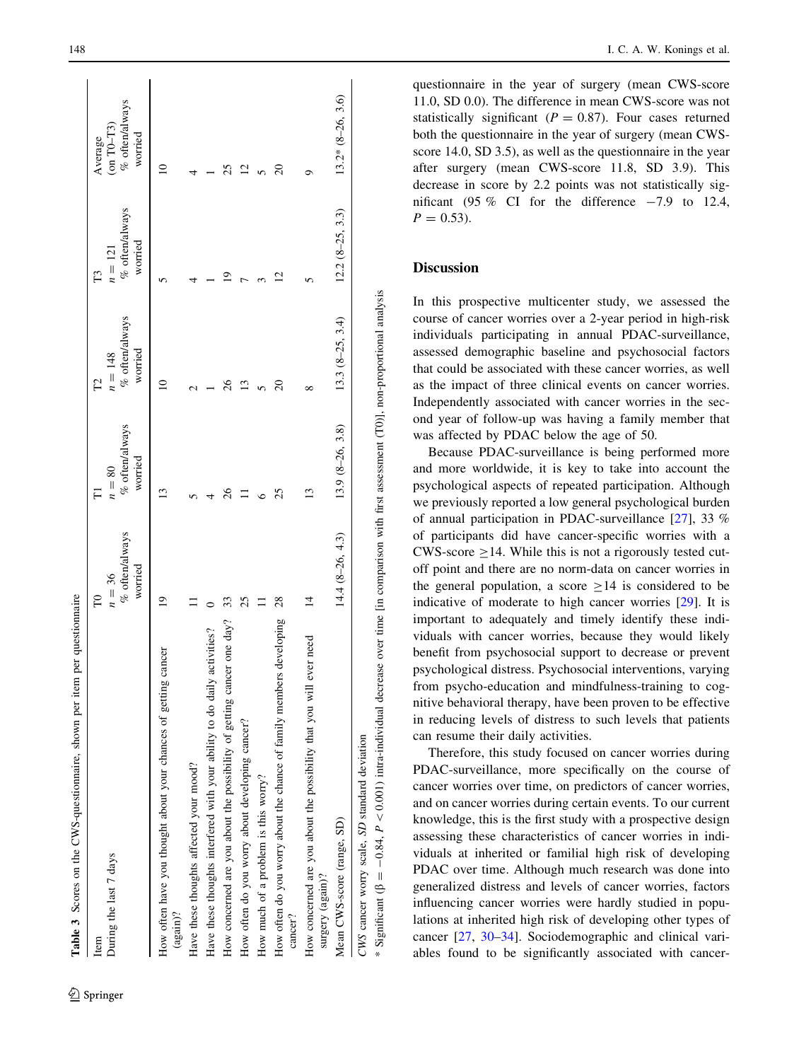**Table 3** Scores on the CWS-questionnaire, shown per item per questionnaire

| Item<br>During the last 7 days | T0<br>$n = 36$<br>% often/always worried | T1<br>$n = 80$<br>% often/always worried | T2<br>$n = 148$<br>% often/always worried | T3<br>$n = 121$<br>% often/always worried | Average (on T0–T3)<br>% often/always worried |
|---|---|---|---|---|---|
| How often have you thought about your chances of getting cancer (again)? | 19 | 13 | 10 | 5 | 10 |
| Have these thoughts affected your mood? | 11 | 5 | 2 | 4 | 4 |
| Have these thoughts interfered with your ability to do daily activities? | 0 | 4 | 1 | 1 | 1 |
| How concerned are you about the possibility of getting cancer one day? | 33 | 26 | 26 | 19 | 25 |
| How often do you worry about developing cancer? | 25 | 11 | 13 | 7 | 12 |
| How much of a problem is this worry? | 11 | 6 | 5 | 3 | 5 |
| How often do you worry about the chance of family members developing cancer? | 28 | 25 | 20 | 12 | 20 |
| How concerned are you about the possibility that you will ever need surgery (again)? | 14 | 13 | 8 | 5 | 9 |
| Mean CWS-score (range, SD) | 14.4 (8–26, 4.3) | 13.9 (8–26, 3.8) | 13.3 (8–25, 3.4) | 12.2 (8–25, 3.3) | 13.2* (8–26, 3.6) |

*CWS* cancer worry scale, *SD* standard deviation

\* Significant ($\beta = -0.84$, $P < 0.001$) intra-individual decrease over time [in comparison with first assessment (T0)], non-proportional analysis

questionnaire in the year of surgery (mean CWS-score 11.0, SD 0.0). The difference in mean CWS-score was not statistically significant ($P = 0.87$). Four cases returned both the questionnaire in the year of surgery (mean CWS-score 14.0, SD 3.5), as well as the questionnaire in the year after surgery (mean CWS-score 11.8, SD 3.9). This decrease in score by 2.2 points was not statistically significant (95 % CI for the difference −7.9 to 12.4, $P = 0.53$).

## Discussion

In this prospective multicenter study, we assessed the course of cancer worries over a 2-year period in high-risk individuals participating in annual PDAC-surveillance, assessed demographic baseline and psychosocial factors that could be associated with these cancer worries, as well as the impact of three clinical events on cancer worries. Independently associated with cancer worries in the second year of follow-up was having a family member that was affected by PDAC below the age of 50.

Because PDAC-surveillance is being performed more and more worldwide, it is key to take into account the psychological aspects of repeated participation. Although we previously reported a low general psychological burden of annual participation in PDAC-surveillance [27], 33 % of participants did have cancer-specific worries with a CWS-score ≥14. While this is not a rigorously tested cut-off point and there are no norm-data on cancer worries in the general population, a score ≥14 is considered to be indicative of moderate to high cancer worries [29]. It is important to adequately and timely identify these individuals with cancer worries, because they would likely benefit from psychosocial support to decrease or prevent psychological distress. Psychosocial interventions, varying from psycho-education and mindfulness-training to cognitive behavioral therapy, have been proven to be effective in reducing levels of distress to such levels that patients can resume their daily activities.

Therefore, this study focused on cancer worries during PDAC-surveillance, more specifically on the course of cancer worries over time, on predictors of cancer worries, and on cancer worries during certain events. To our current knowledge, this is the first study with a prospective design assessing these characteristics of cancer worries in individuals at inherited or familial high risk of developing PDAC over time. Although much research was done into generalized distress and levels of cancer worries, factors influencing cancer worries were hardly studied in populations at inherited high risk of developing other types of cancer [27, 30–34]. Sociodemographic and clinical variables found to be significantly associated with cancer-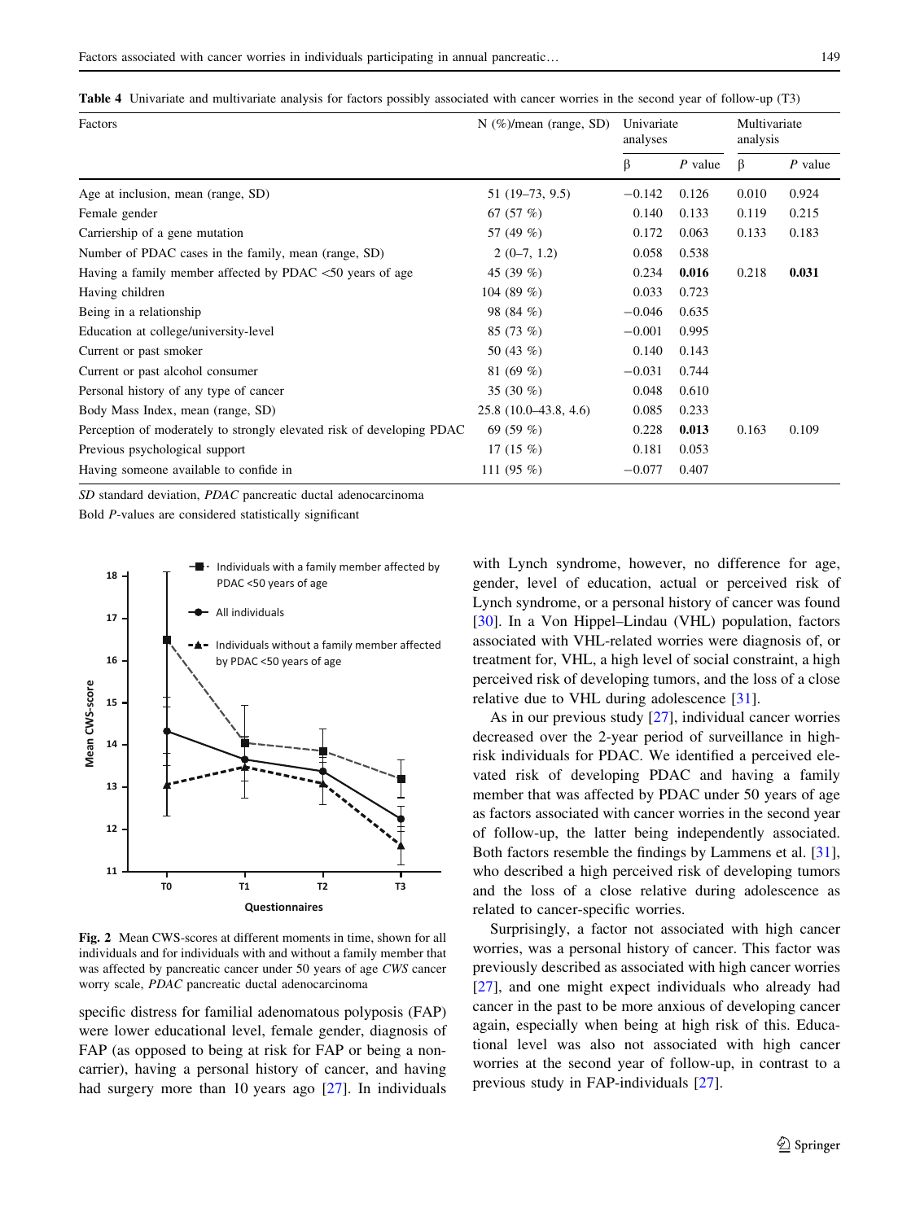**Table 4** Univariate and multivariate analysis for factors possibly associated with cancer worries in the second year of follow-up (T3)

| Factors | N (%)/mean (range, SD) | Univariate analyses | | Multivariate analysis | |
|---|---|---|---|---|---|
| | | β | *P* value | β | *P* value |
| Age at inclusion, mean (range, SD) | 51 (19–73, 9.5) | −0.142 | 0.126 | 0.010 | 0.924 |
| Female gender | 67 (57 %) | 0.140 | 0.133 | 0.119 | 0.215 |
| Carriership of a gene mutation | 57 (49 %) | 0.172 | 0.063 | 0.133 | 0.183 |
| Number of PDAC cases in the family, mean (range, SD) | 2 (0–7, 1.2) | 0.058 | 0.538 | | |
| Having a family member affected by PDAC <50 years of age | 45 (39 %) | 0.234 | **0.016** | 0.218 | **0.031** |
| Having children | 104 (89 %) | 0.033 | 0.723 | | |
| Being in a relationship | 98 (84 %) | −0.046 | 0.635 | | |
| Education at college/university-level | 85 (73 %) | −0.001 | 0.995 | | |
| Current or past smoker | 50 (43 %) | 0.140 | 0.143 | | |
| Current or past alcohol consumer | 81 (69 %) | −0.031 | 0.744 | | |
| Personal history of any type of cancer | 35 (30 %) | 0.048 | 0.610 | | |
| Body Mass Index, mean (range, SD) | 25.8 (10.0–43.8, 4.6) | 0.085 | 0.233 | | |
| Perception of moderately to strongly elevated risk of developing PDAC | 69 (59 %) | 0.228 | **0.013** | 0.163 | 0.109 |
| Previous psychological support | 17 (15 %) | 0.181 | 0.053 | | |
| Having someone available to confide in | 111 (95 %) | −0.077 | 0.407 | | |

*SD* standard deviation, *PDAC* pancreatic ductal adenocarcinoma

Bold *P*-values are considered statistically significant

**Fig. 2** Mean CWS-scores at different moments in time, shown for all individuals and for individuals with and without a family member that was affected by pancreatic cancer under 50 years of age *CWS* cancer worry scale, *PDAC* pancreatic ductal adenocarcinoma

specific distress for familial adenomatous polyposis (FAP) were lower educational level, female gender, diagnosis of FAP (as opposed to being at risk for FAP or being a non-carrier), having a personal history of cancer, and having had surgery more than 10 years ago [27]. In individuals with Lynch syndrome, however, no difference for age, gender, level of education, actual or perceived risk of Lynch syndrome, or a personal history of cancer was found [30]. In a Von Hippel–Lindau (VHL) population, factors associated with VHL-related worries were diagnosis of, or treatment for, VHL, a high level of social constraint, a high perceived risk of developing tumors, and the loss of a close relative due to VHL during adolescence [31].

As in our previous study [27], individual cancer worries decreased over the 2-year period of surveillance in high-risk individuals for PDAC. We identified a perceived elevated risk of developing PDAC and having a family member that was affected by PDAC under 50 years of age as factors associated with cancer worries in the second year of follow-up, the latter being independently associated. Both factors resemble the findings by Lammens et al. [31], who described a high perceived risk of developing tumors and the loss of a close relative during adolescence as related to cancer-specific worries.

Surprisingly, a factor not associated with high cancer worries, was a personal history of cancer. This factor was previously described as associated with high cancer worries [27], and one might expect individuals who already had cancer in the past to be more anxious of developing cancer again, especially when being at high risk of this. Educational level was also not associated with high cancer worries at the second year of follow-up, in contrast to a previous study in FAP-individuals [27].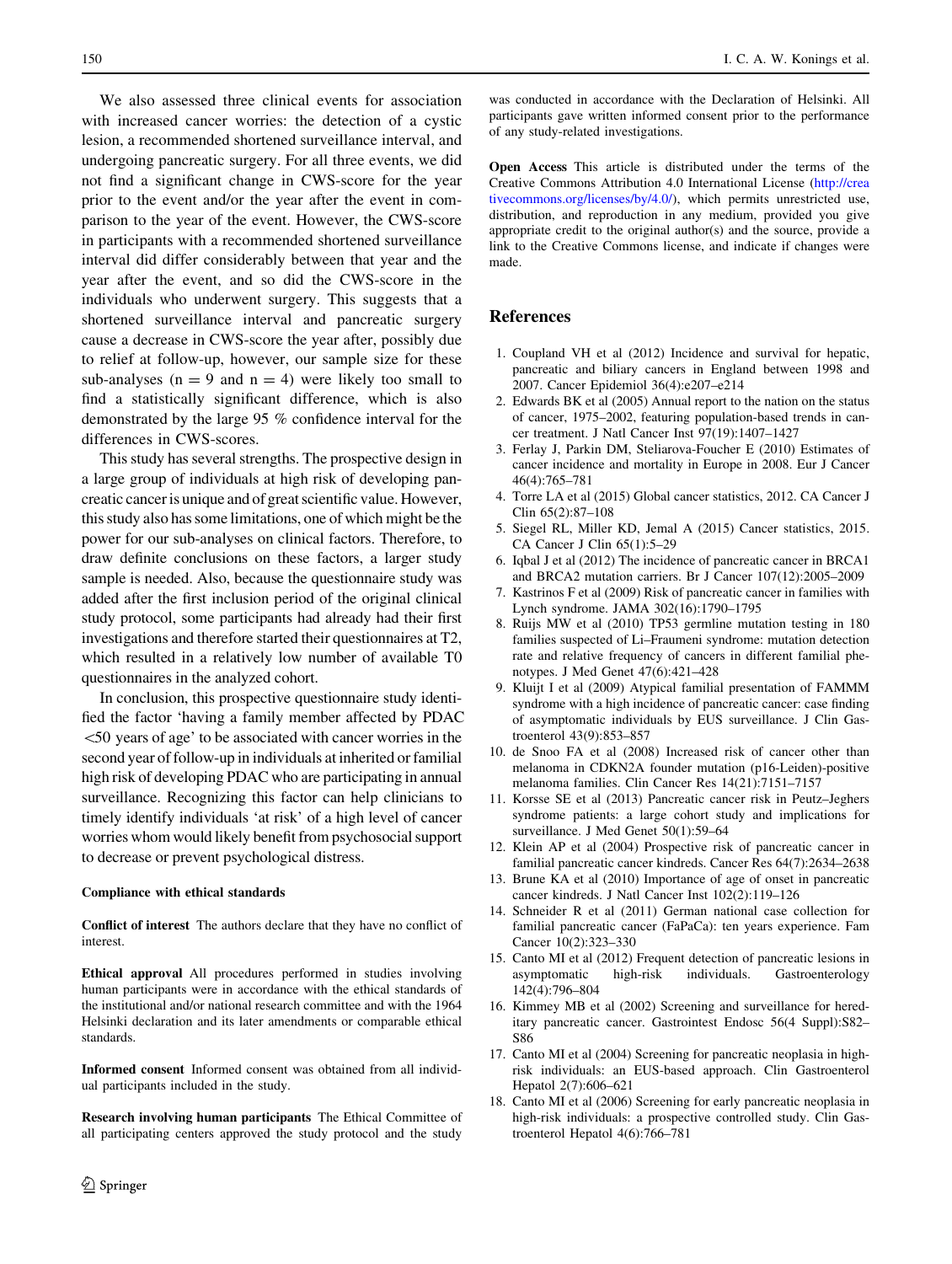We also assessed three clinical events for association with increased cancer worries: the detection of a cystic lesion, a recommended shortened surveillance interval, and undergoing pancreatic surgery. For all three events, we did not find a significant change in CWS-score for the year prior to the event and/or the year after the event in comparison to the year of the event. However, the CWS-score in participants with a recommended shortened surveillance interval did differ considerably between that year and the year after the event, and so did the CWS-score in the individuals who underwent surgery. This suggests that a shortened surveillance interval and pancreatic surgery cause a decrease in CWS-score the year after, possibly due to relief at follow-up, however, our sample size for these sub-analyses ($n = 9$ and $n = 4$) were likely too small to find a statistically significant difference, which is also demonstrated by the large 95 % confidence interval for the differences in CWS-scores.

This study has several strengths. The prospective design in a large group of individuals at high risk of developing pancreatic cancer is unique and of great scientific value. However, this study also has some limitations, one of which might be the power for our sub-analyses on clinical factors. Therefore, to draw definite conclusions on these factors, a larger study sample is needed. Also, because the questionnaire study was added after the first inclusion period of the original clinical study protocol, some participants had already had their first investigations and therefore started their questionnaires at T2, which resulted in a relatively low number of available T0 questionnaires in the analyzed cohort.

In conclusion, this prospective questionnaire study identified the factor 'having a family member affected by PDAC <50 years of age' to be associated with cancer worries in the second year of follow-up in individuals at inherited or familial high risk of developing PDAC who are participating in annual surveillance. Recognizing this factor can help clinicians to timely identify individuals 'at risk' of a high level of cancer worries whom would likely benefit from psychosocial support to decrease or prevent psychological distress.

#### Compliance with ethical standards

**Conflict of interest** The authors declare that they have no conflict of interest.

**Ethical approval** All procedures performed in studies involving human participants were in accordance with the ethical standards of the institutional and/or national research committee and with the 1964 Helsinki declaration and its later amendments or comparable ethical standards.

**Informed consent** Informed consent was obtained from all individual participants included in the study.

**Research involving human participants** The Ethical Committee of all participating centers approved the study protocol and the study was conducted in accordance with the Declaration of Helsinki. All participants gave written informed consent prior to the performance of any study-related investigations.

**Open Access** This article is distributed under the terms of the Creative Commons Attribution 4.0 International License (http://creativecommons.org/licenses/by/4.0/), which permits unrestricted use, distribution, and reproduction in any medium, provided you give appropriate credit to the original author(s) and the source, provide a link to the Creative Commons license, and indicate if changes were made.

## References

1. Coupland VH et al (2012) Incidence and survival for hepatic, pancreatic and biliary cancers in England between 1998 and 2007. Cancer Epidemiol 36(4):e207–e214
2. Edwards BK et al (2005) Annual report to the nation on the status of cancer, 1975–2002, featuring population-based trends in cancer treatment. J Natl Cancer Inst 97(19):1407–1427
3. Ferlay J, Parkin DM, Steliarova-Foucher E (2010) Estimates of cancer incidence and mortality in Europe in 2008. Eur J Cancer 46(4):765–781
4. Torre LA et al (2015) Global cancer statistics, 2012. CA Cancer J Clin 65(2):87–108
5. Siegel RL, Miller KD, Jemal A (2015) Cancer statistics, 2015. CA Cancer J Clin 65(1):5–29
6. Iqbal J et al (2012) The incidence of pancreatic cancer in BRCA1 and BRCA2 mutation carriers. Br J Cancer 107(12):2005–2009
7. Kastrinos F et al (2009) Risk of pancreatic cancer in families with Lynch syndrome. JAMA 302(16):1790–1795
8. Ruijs MW et al (2010) TP53 germline mutation testing in 180 families suspected of Li–Fraumeni syndrome: mutation detection rate and relative frequency of cancers in different familial phenotypes. J Med Genet 47(6):421–428
9. Kluijt I et al (2009) Atypical familial presentation of FAMMM syndrome with a high incidence of pancreatic cancer: case finding of asymptomatic individuals by EUS surveillance. J Clin Gastroenterol 43(9):853–857
10. de Snoo FA et al (2008) Increased risk of cancer other than melanoma in CDKN2A founder mutation (p16-Leiden)-positive melanoma families. Clin Cancer Res 14(21):7151–7157
11. Korsse SE et al (2013) Pancreatic cancer risk in Peutz–Jeghers syndrome patients: a large cohort study and implications for surveillance. J Med Genet 50(1):59–64
12. Klein AP et al (2004) Prospective risk of pancreatic cancer in familial pancreatic cancer kindreds. Cancer Res 64(7):2634–2638
13. Brune KA et al (2010) Importance of age of onset in pancreatic cancer kindreds. J Natl Cancer Inst 102(2):119–126
14. Schneider R et al (2011) German national case collection for familial pancreatic cancer (FaPaCa): ten years experience. Fam Cancer 10(2):323–330
15. Canto MI et al (2012) Frequent detection of pancreatic lesions in asymptomatic high-risk individuals. Gastroenterology 142(4):796–804
16. Kimmey MB et al (2002) Screening and surveillance for hereditary pancreatic cancer. Gastrointest Endosc 56(4 Suppl):S82–S86
17. Canto MI et al (2004) Screening for pancreatic neoplasia in high-risk individuals: an EUS-based approach. Clin Gastroenterol Hepatol 2(7):606–621
18. Canto MI et al (2006) Screening for early pancreatic neoplasia in high-risk individuals: a prospective controlled study. Clin Gastroenterol Hepatol 4(6):766–781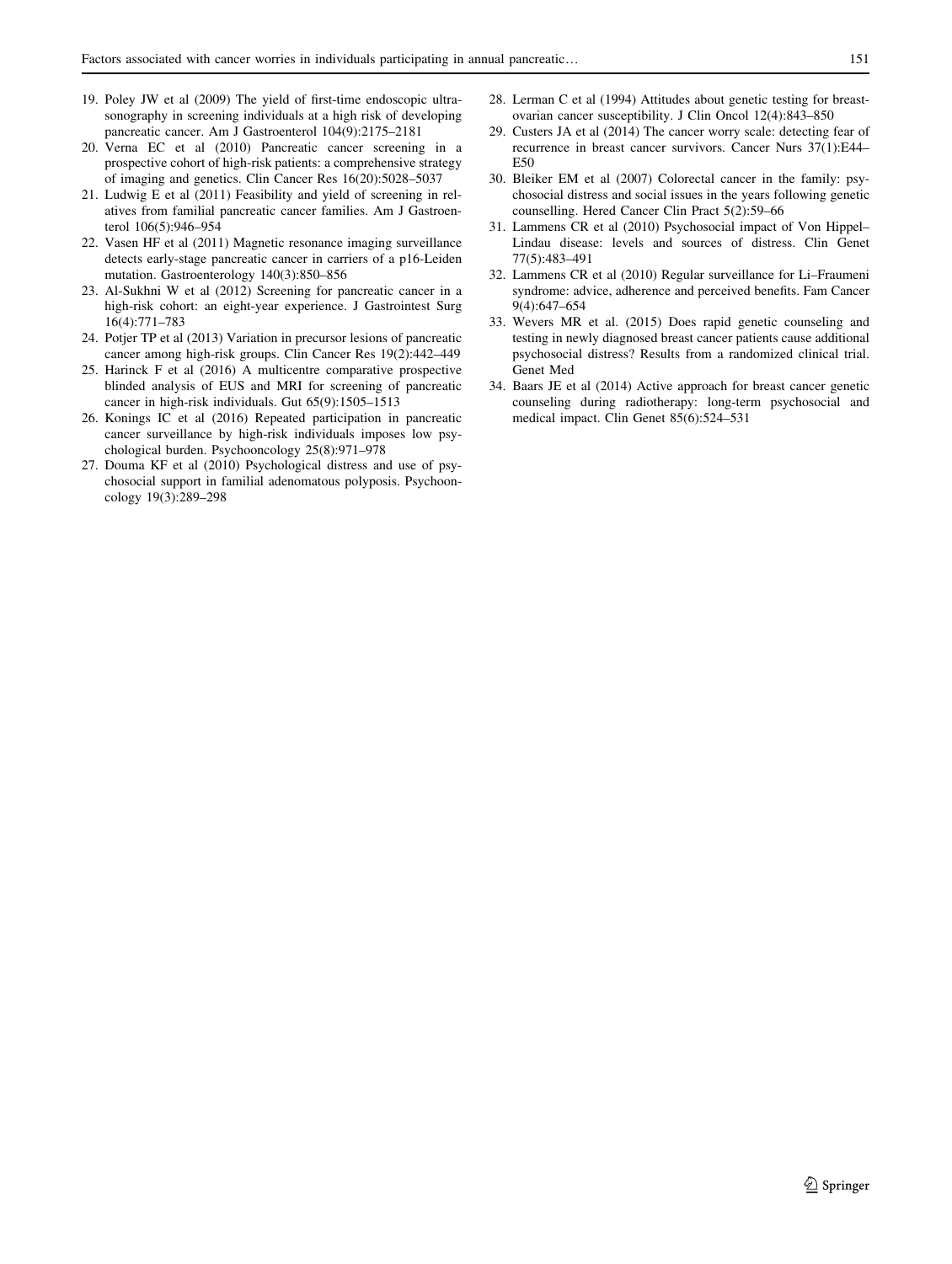19. Poley JW et al (2009) The yield of first-time endoscopic ultrasonography in screening individuals at a high risk of developing pancreatic cancer. Am J Gastroenterol 104(9):2175–2181
20. Verna EC et al (2010) Pancreatic cancer screening in a prospective cohort of high-risk patients: a comprehensive strategy of imaging and genetics. Clin Cancer Res 16(20):5028–5037
21. Ludwig E et al (2011) Feasibility and yield of screening in relatives from familial pancreatic cancer families. Am J Gastroenterol 106(5):946–954
22. Vasen HF et al (2011) Magnetic resonance imaging surveillance detects early-stage pancreatic cancer in carriers of a p16-Leiden mutation. Gastroenterology 140(3):850–856
23. Al-Sukhni W et al (2012) Screening for pancreatic cancer in a high-risk cohort: an eight-year experience. J Gastrointest Surg 16(4):771–783
24. Potjer TP et al (2013) Variation in precursor lesions of pancreatic cancer among high-risk groups. Clin Cancer Res 19(2):442–449
25. Harinck F et al (2016) A multicentre comparative prospective blinded analysis of EUS and MRI for screening of pancreatic cancer in high-risk individuals. Gut 65(9):1505–1513
26. Konings IC et al (2016) Repeated participation in pancreatic cancer surveillance by high-risk individuals imposes low psychological burden. Psychooncology 25(8):971–978
27. Douma KF et al (2010) Psychological distress and use of psychosocial support in familial adenomatous polyposis. Psychooncology 19(3):289–298
28. Lerman C et al (1994) Attitudes about genetic testing for breast-ovarian cancer susceptibility. J Clin Oncol 12(4):843–850
29. Custers JA et al (2014) The cancer worry scale: detecting fear of recurrence in breast cancer survivors. Cancer Nurs 37(1):E44–E50
30. Bleiker EM et al (2007) Colorectal cancer in the family: psychosocial distress and social issues in the years following genetic counselling. Hered Cancer Clin Pract 5(2):59–66
31. Lammens CR et al (2010) Psychosocial impact of Von Hippel–Lindau disease: levels and sources of distress. Clin Genet 77(5):483–491
32. Lammens CR et al (2010) Regular surveillance for Li–Fraumeni syndrome: advice, adherence and perceived benefits. Fam Cancer 9(4):647–654
33. Wevers MR et al. (2015) Does rapid genetic counseling and testing in newly diagnosed breast cancer patients cause additional psychosocial distress? Results from a randomized clinical trial. Genet Med
34. Baars JE et al (2014) Active approach for breast cancer genetic counseling during radiotherapy: long-term psychosocial and medical impact. Clin Genet 85(6):524–531